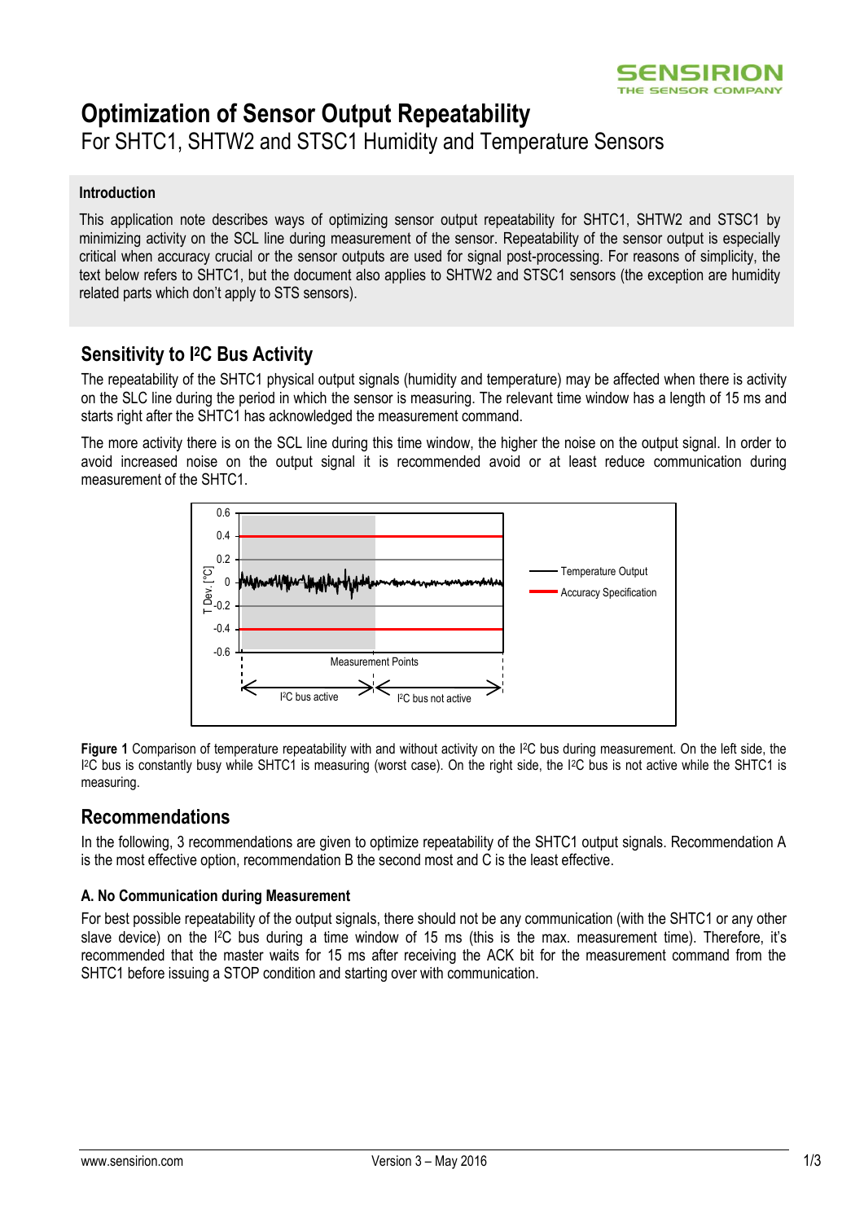# Optimization of Sensor Output Repeatability

For SHTC1, SHTW2 and STSC1 Humidity and Temperature Sensors

#### Introduction

This application note describes ways of optimizing sensor output repeatability for SHTC1, SHTW2 and STSC1 by minimizing activity on the SCL line during measurement of the sensor. Repeatability of the sensor output is especially critical when accuracy crucial or the sensor outputs are used for signal post-processing. For reasons of simplicity, the text below refers to SHTC1, but the document also applies to SHTW2 and STSC1 sensors (the exception are humidity related parts which don't apply to STS sensors).

## Sensitivity to I²C Bus Activity

The repeatability of the SHTC1 physical output signals (humidity and temperature) may be affected when there is activity on the SLC line during the period in which the sensor is measuring. The relevant time window has a length of 15 ms and starts right after the SHTC1 has acknowledged the measurement command.

The more activity there is on the SCL line during this time window, the higher the noise on the output signal. In order to avoid increased noise on the output signal it is recommended avoid or at least reduce communication during measurement of the SHTC1.

**Figure 1** Comparison of temperature repeatability with and without activity on the I²C bus during measurement. On the left side, the I²C bus is constantly busy while SHTC1 is measuring (worst case). On the right side, the I²C bus is not active while the SHTC1 is measuring.

## Recommendations

In the following, 3 recommendations are given to optimize repeatability of the SHTC1 output signals. Recommendation A is the most effective option, recommendation B the second most and C is the least effective.

#### A. No Communication during Measurement

For best possible repeatability of the output signals, there should not be any communication (with the SHTC1 or any other slave device) on the I²C bus during a time window of 15 ms (this is the max. measurement time). Therefore, it's recommended that the master waits for 15 ms after receiving the ACK bit for the measurement command from the SHTC1 before issuing a STOP condition and starting over with communication.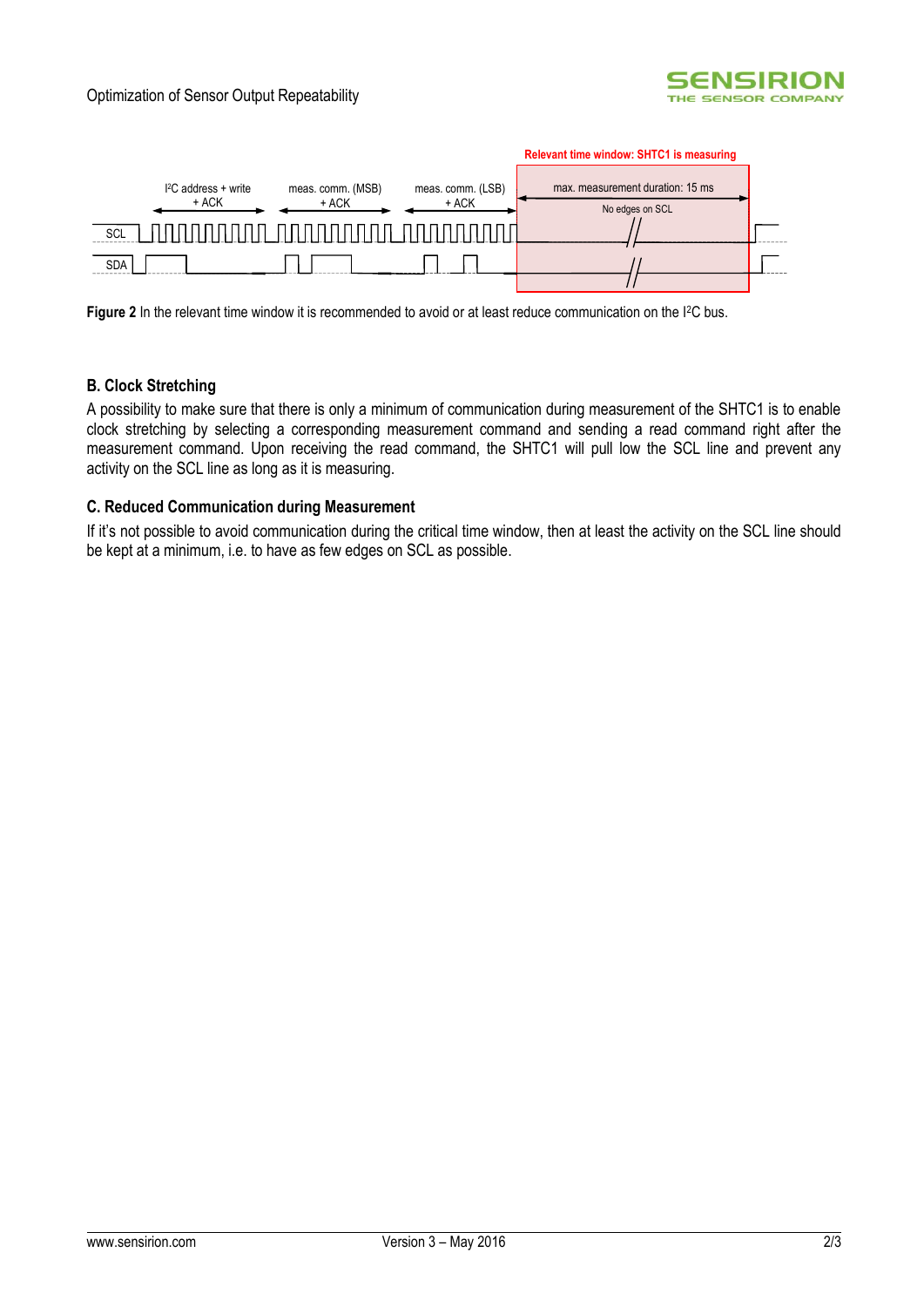**Figure 2** In the relevant time window it is recommended to avoid or at least reduce communication on the I²C bus.

### B. Clock Stretching

A possibility to make sure that there is only a minimum of communication during measurement of the SHTC1 is to enable clock stretching by selecting a corresponding measurement command and sending a read command right after the measurement command. Upon receiving the read command, the SHTC1 will pull low the SCL line and prevent any activity on the SCL line as long as it is measuring.

### C. Reduced Communication during Measurement

If it's not possible to avoid communication during the critical time window, then at least the activity on the SCL line should be kept at a minimum, i.e. to have as few edges on SCL as possible.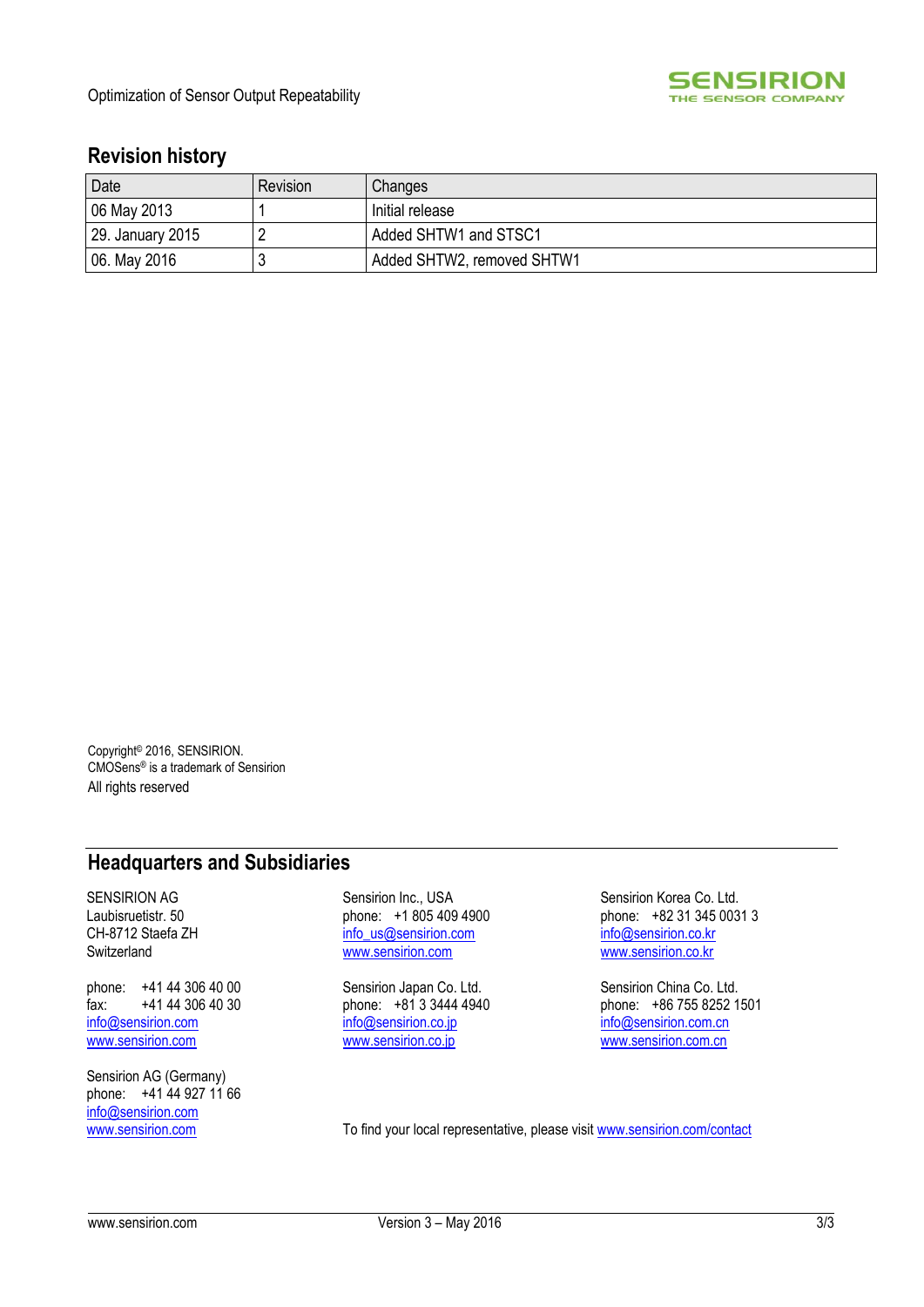## Revision history

| Date | Revision | Changes |
| --- | --- | --- |
| 06 May 2013 | 1 | Initial release |
| 29. January 2015 | 2 | Added SHTW1 and STSC1 |
| 06. May 2016 | 3 | Added SHTW2, removed SHTW1 |

Copyright© 2016, SENSIRION.
CMOSens® is a trademark of Sensirion
All rights reserved

## Headquarters and Subsidiaries

SENSIRION AG
Laubisruetistr. 50
CH-8712 Staefa ZH
Switzerland

phone: +41 44 306 40 00
fax: +41 44 306 40 30
info@sensirion.com
www.sensirion.com

Sensirion AG (Germany)
phone: +41 44 927 11 66
info@sensirion.com
www.sensirion.com

Sensirion Inc., USA
phone: +1 805 409 4900
info_us@sensirion.com
www.sensirion.com

Sensirion Japan Co. Ltd.
phone: +81 3 3444 4940
info@sensirion.co.jp
www.sensirion.co.jp

Sensirion Korea Co. Ltd.
phone: +82 31 345 0031 3
info@sensirion.co.kr
www.sensirion.co.kr

Sensirion China Co. Ltd.
phone: +86 755 8252 1501
info@sensirion.com.cn
www.sensirion.com.cn

To find your local representative, please visit www.sensirion.com/contact